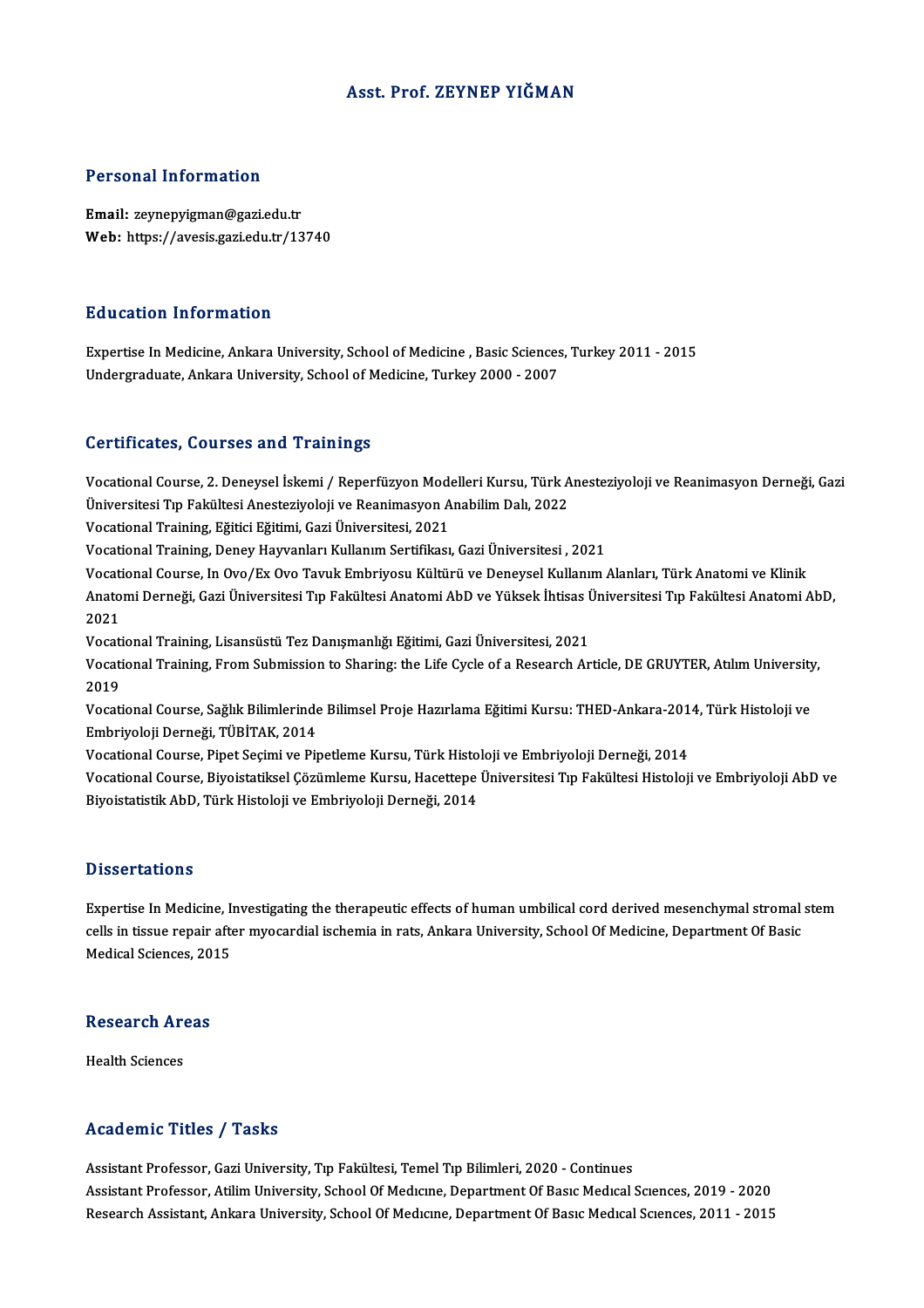# Asst. Prof. ZEYNEP YIĞMAN

## Personal Information

**Email:** zeynepyigman@gazi.edu.tr
**Web:** https://avesis.gazi.edu.tr/13740

## Education Information

Expertise In Medicine, Ankara University, School of Medicine , Basic Sciences, Turkey 2011 - 2015
Undergraduate, Ankara University, School of Medicine, Turkey 2000 - 2007

## Certificates, Courses and Trainings

Vocational Course, 2. Deneysel İskemi / Reperfüzyon Modelleri Kursu, Türk Anesteziyoloji ve Reanimasyon Derneği, Gazi Üniversitesi Tıp Fakültesi Anesteziyoloji ve Reanimasyon Anabilim Dalı, 2022
Vocational Training, Eğitici Eğitimi, Gazi Üniversitesi, 2021
Vocational Training, Deney Hayvanları Kullanım Sertifikası, Gazi Üniversitesi , 2021
Vocational Course, In Ovo/Ex Ovo Tavuk Embriyosu Kültürü ve Deneysel Kullanım Alanları, Türk Anatomi ve Klinik Anatomi Derneği, Gazi Üniversitesi Tıp Fakültesi Anatomi AbD ve Yüksek İhtisas Üniversitesi Tıp Fakültesi Anatomi AbD, 2021
Vocational Training, Lisansüstü Tez Danışmanlığı Eğitimi, Gazi Üniversitesi, 2021
Vocational Training, From Submission to Sharing: the Life Cycle of a Research Article, DE GRUYTER, Atılım University, 2019
Vocational Course, Sağlık Bilimlerinde Bilimsel Proje Hazırlama Eğitimi Kursu: THED-Ankara-2014, Türk Histoloji ve Embriyoloji Derneği, TÜBİTAK, 2014
Vocational Course, Pipet Seçimi ve Pipetleme Kursu, Türk Histoloji ve Embriyoloji Derneği, 2014
Vocational Course, Biyoistatiksel Çözümleme Kursu, Hacettepe Üniversitesi Tıp Fakültesi Histoloji ve Embriyoloji AbD ve Biyoistatistik AbD, Türk Histoloji ve Embriyoloji Derneği, 2014

## Dissertations

Expertise In Medicine, Investigating the therapeutic effects of human umbilical cord derived mesenchymal stromal stem cells in tissue repair after myocardial ischemia in rats, Ankara University, School Of Medicine, Department Of Basic Medical Sciences, 2015

## Research Areas

Health Sciences

## Academic Titles / Tasks

Assistant Professor, Gazi University, Tıp Fakültesi, Temel Tıp Bilimleri, 2020 - Continues
Assistant Professor, Atilim University, School Of Medıcıne, Department Of Basıc Medıcal Scıences, 2019 - 2020
Research Assistant, Ankara University, School Of Medıcıne, Department Of Basıc Medıcal Scıences, 2011 - 2015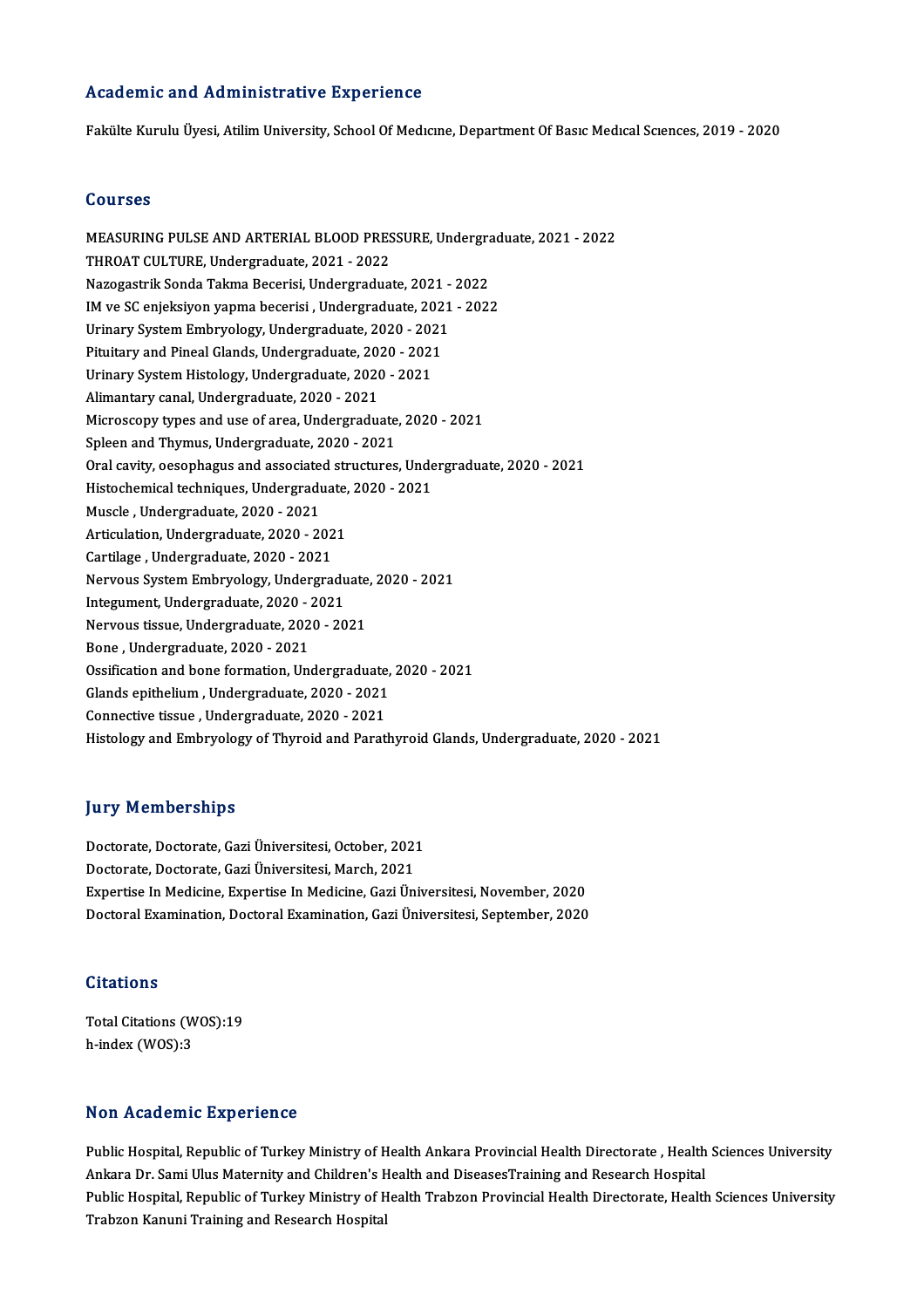## Academic and Administrative Experience

Fakülte Kurulu Üyesi, Atilim University, School Of Medıcıne, Department Of Basıc Medıcal Scıences, 2019 - 2020

## Courses

MEASURING PULSE AND ARTERIAL BLOOD PRESSURE, Undergraduate, 2021 - 2022
THROAT CULTURE, Undergraduate, 2021 - 2022
Nazogastrik Sonda Takma Becerisi, Undergraduate, 2021 - 2022
IM ve SC enjeksiyon yapma becerisi , Undergraduate, 2021 - 2022
Urinary System Embryology, Undergraduate, 2020 - 2021
Pituitary and Pineal Glands, Undergraduate, 2020 - 2021
Urinary System Histology, Undergraduate, 2020 - 2021
Alimantary canal, Undergraduate, 2020 - 2021
Microscopy types and use of area, Undergraduate, 2020 - 2021
Spleen and Thymus, Undergraduate, 2020 - 2021
Oral cavity, oesophagus and associated structures, Undergraduate, 2020 - 2021
Histochemical techniques, Undergraduate, 2020 - 2021
Muscle , Undergraduate, 2020 - 2021
Articulation, Undergraduate, 2020 - 2021
Cartilage , Undergraduate, 2020 - 2021
Nervous System Embryology, Undergraduate, 2020 - 2021
Integument, Undergraduate, 2020 - 2021
Nervous tissue, Undergraduate, 2020 - 2021
Bone , Undergraduate, 2020 - 2021
Ossification and bone formation, Undergraduate, 2020 - 2021
Glands epithelium , Undergraduate, 2020 - 2021
Connective tissue , Undergraduate, 2020 - 2021
Histology and Embryology of Thyroid and Parathyroid Glands, Undergraduate, 2020 - 2021

## Jury Memberships

Doctorate, Doctorate, Gazi Üniversitesi, October, 2021
Doctorate, Doctorate, Gazi Üniversitesi, March, 2021
Expertise In Medicine, Expertise In Medicine, Gazi Üniversitesi, November, 2020
Doctoral Examination, Doctoral Examination, Gazi Üniversitesi, September, 2020

## Citations

Total Citations (WOS):19
h-index (WOS):3

## Non Academic Experience

Public Hospital, Republic of Turkey Ministry of Health Ankara Provincial Health Directorate , Health Sciences University Ankara Dr. Sami Ulus Maternity and Children's Health and DiseasesTraining and Research Hospital
Public Hospital, Republic of Turkey Ministry of Health Trabzon Provincial Health Directorate, Health Sciences University Trabzon Kanuni Training and Research Hospital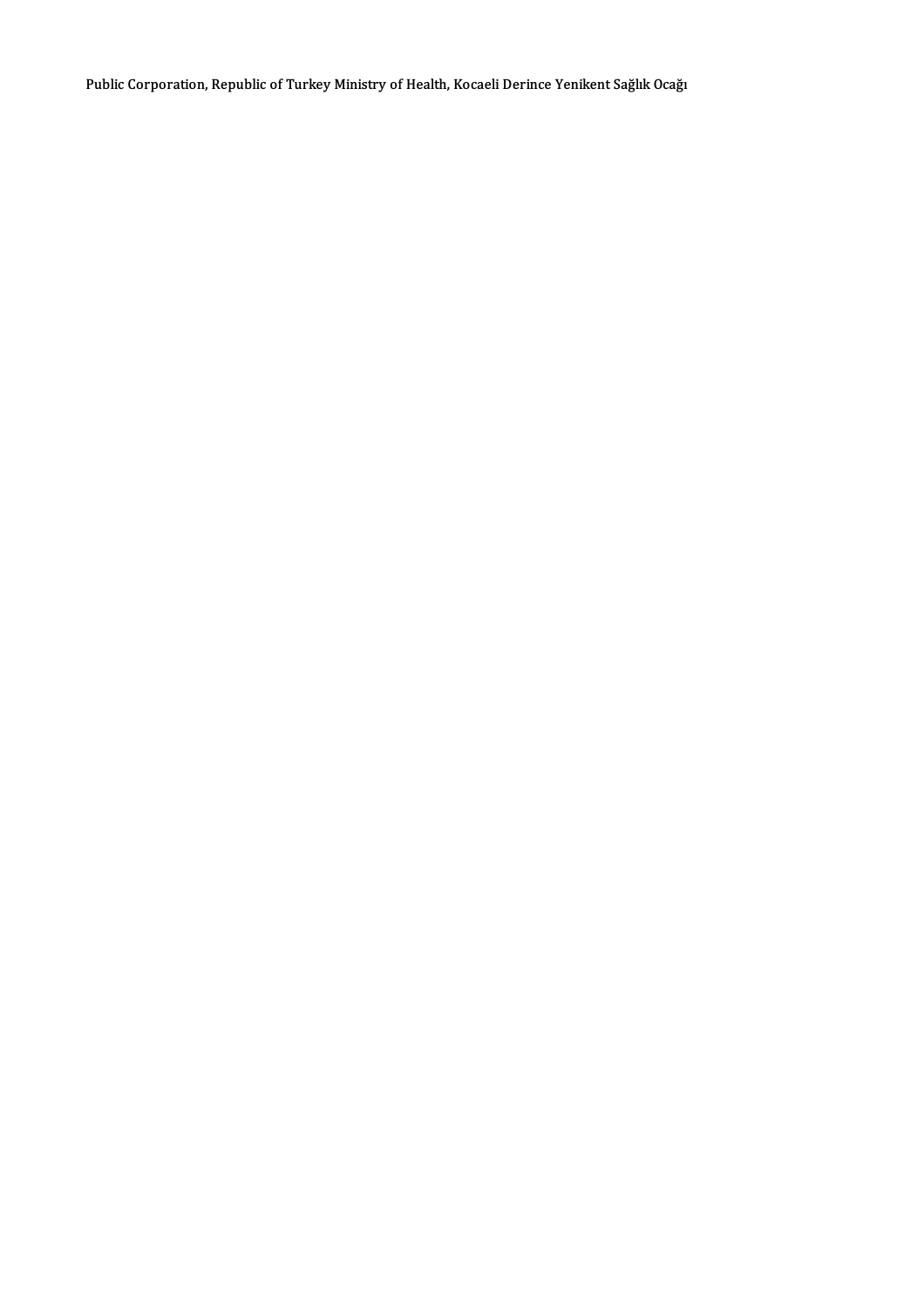Public Corporation, Republic of Turkey Ministry of Health, Kocaeli Derince Yenikent Sağlık Ocağı